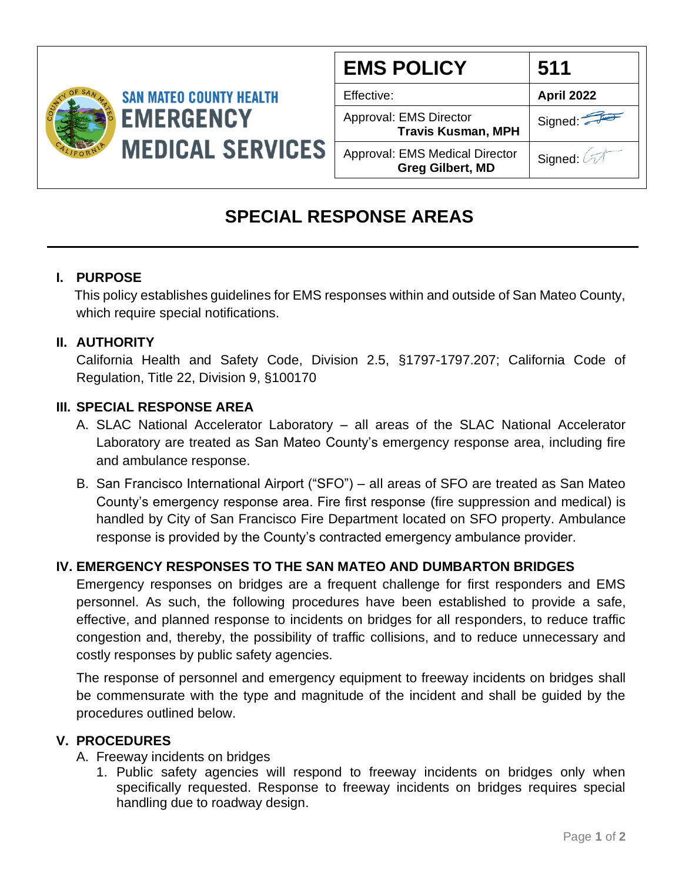**SAN MATEO COUNTY HEALTH**
**EMERGENCY MEDICAL SERVICES**

| EMS POLICY | 511 |
| --- | --- |
| Effective: | **April 2022** |
| Approval: EMS Director **Travis Kusman, MPH** | Signed: |
| Approval: EMS Medical Director **Greg Gilbert, MD** | Signed: |

# SPECIAL RESPONSE AREAS

## I. PURPOSE

This policy establishes guidelines for EMS responses within and outside of San Mateo County, which require special notifications.

## II. AUTHORITY

California Health and Safety Code, Division 2.5, §1797-1797.207; California Code of Regulation, Title 22, Division 9, §100170

## III. SPECIAL RESPONSE AREA

A. SLAC National Accelerator Laboratory – all areas of the SLAC National Accelerator Laboratory are treated as San Mateo County's emergency response area, including fire and ambulance response.

B. San Francisco International Airport ("SFO") – all areas of SFO are treated as San Mateo County's emergency response area. Fire first response (fire suppression and medical) is handled by City of San Francisco Fire Department located on SFO property. Ambulance response is provided by the County's contracted emergency ambulance provider.

## IV. EMERGENCY RESPONSES TO THE SAN MATEO AND DUMBARTON BRIDGES

Emergency responses on bridges are a frequent challenge for first responders and EMS personnel. As such, the following procedures have been established to provide a safe, effective, and planned response to incidents on bridges for all responders, to reduce traffic congestion and, thereby, the possibility of traffic collisions, and to reduce unnecessary and costly responses by public safety agencies.

The response of personnel and emergency equipment to freeway incidents on bridges shall be commensurate with the type and magnitude of the incident and shall be guided by the procedures outlined below.

## V. PROCEDURES

A. Freeway incidents on bridges

1. Public safety agencies will respond to freeway incidents on bridges only when specifically requested. Response to freeway incidents on bridges requires special handling due to roadway design.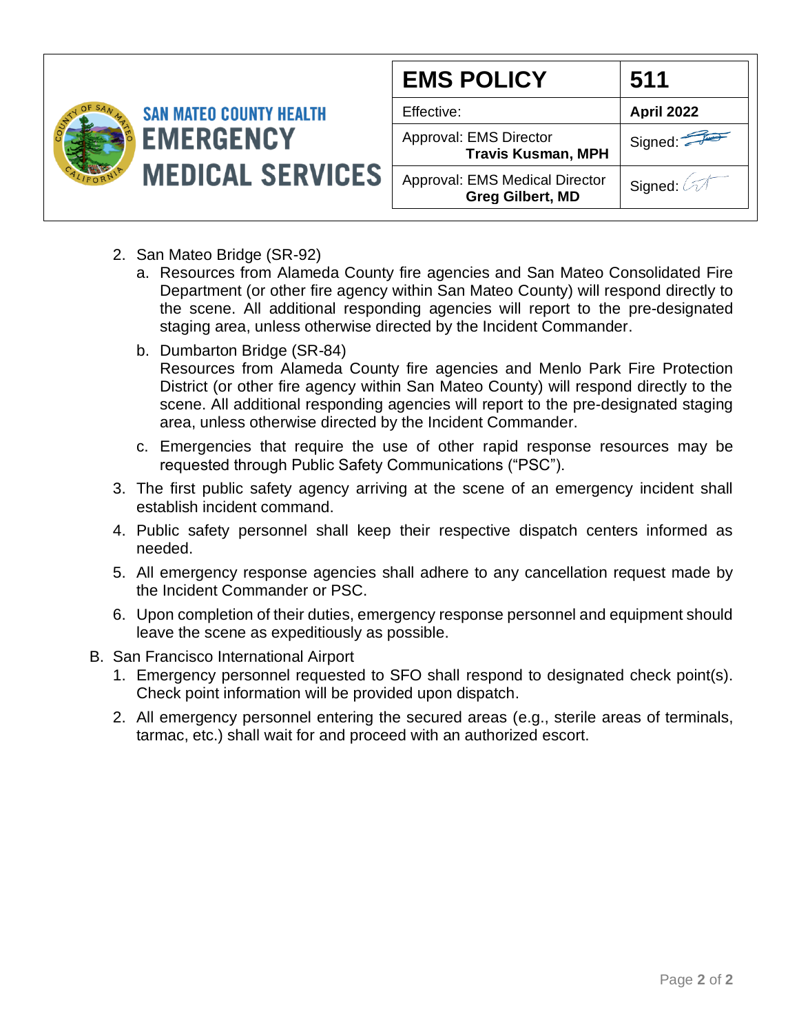2. San Mateo Bridge (SR-92)
   a. Resources from Alameda County fire agencies and San Mateo Consolidated Fire Department (or other fire agency within San Mateo County) will respond directly to the scene. All additional responding agencies will report to the pre-designated staging area, unless otherwise directed by the Incident Commander.
   b. Dumbarton Bridge (SR-84)
      Resources from Alameda County fire agencies and Menlo Park Fire Protection District (or other fire agency within San Mateo County) will respond directly to the scene. All additional responding agencies will report to the pre-designated staging area, unless otherwise directed by the Incident Commander.
   c. Emergencies that require the use of other rapid response resources may be requested through Public Safety Communications ("PSC").
3. The first public safety agency arriving at the scene of an emergency incident shall establish incident command.
4. Public safety personnel shall keep their respective dispatch centers informed as needed.
5. All emergency response agencies shall adhere to any cancellation request made by the Incident Commander or PSC.
6. Upon completion of their duties, emergency response personnel and equipment should leave the scene as expeditiously as possible.

B. San Francisco International Airport
   1. Emergency personnel requested to SFO shall respond to designated check point(s). Check point information will be provided upon dispatch.
   2. All emergency personnel entering the secured areas (e.g., sterile areas of terminals, tarmac, etc.) shall wait for and proceed with an authorized escort.